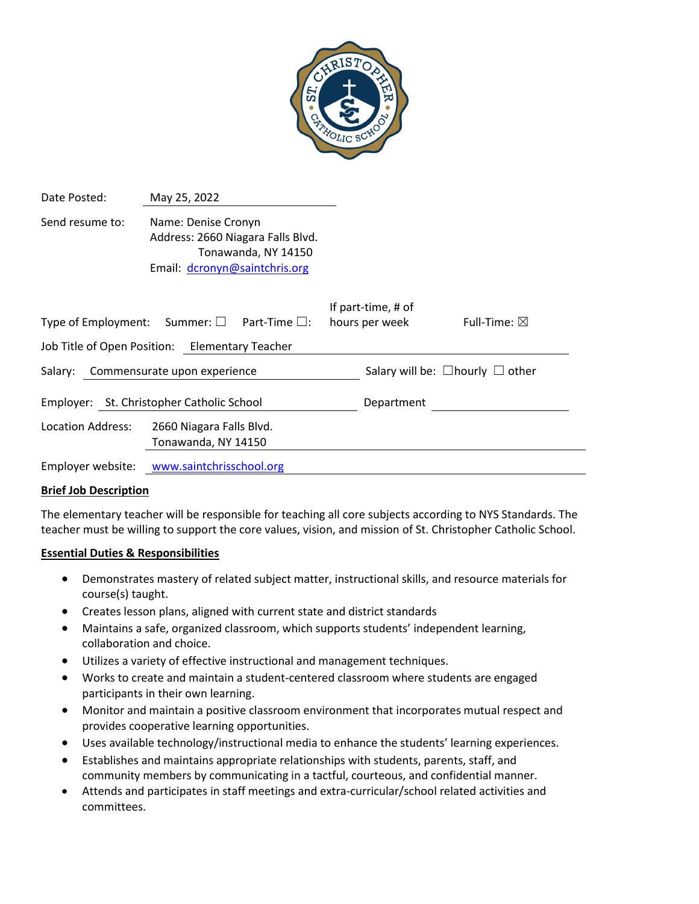Date Posted: May 25, 2022

Send resume to: Name: Denise Cronyn
Address: 2660 Niagara Falls Blvd.
Tonawanda, NY 14150
Email: dcronyn@saintchris.org

Type of Employment: Summer: ☐ Part-Time ☐: If part-time, # of hours per week Full-Time: ☒

Job Title of Open Position: Elementary Teacher

Salary: Commensurate upon experience Salary will be: ☐hourly ☐ other

Employer: St. Christopher Catholic School Department

Location Address: 2660 Niagara Falls Blvd.
Tonawanda, NY 14150

Employer website: www.saintchrisschool.org

**Brief Job Description**

The elementary teacher will be responsible for teaching all core subjects according to NYS Standards. The teacher must be willing to support the core values, vision, and mission of St. Christopher Catholic School.

**Essential Duties & Responsibilities**

- Demonstrates mastery of related subject matter, instructional skills, and resource materials for course(s) taught.
- Creates lesson plans, aligned with current state and district standards
- Maintains a safe, organized classroom, which supports students' independent learning, collaboration and choice.
- Utilizes a variety of effective instructional and management techniques.
- Works to create and maintain a student-centered classroom where students are engaged participants in their own learning.
- Monitor and maintain a positive classroom environment that incorporates mutual respect and provides cooperative learning opportunities.
- Uses available technology/instructional media to enhance the students' learning experiences.
- Establishes and maintains appropriate relationships with students, parents, staff, and community members by communicating in a tactful, courteous, and confidential manner.
- Attends and participates in staff meetings and extra-curricular/school related activities and committees.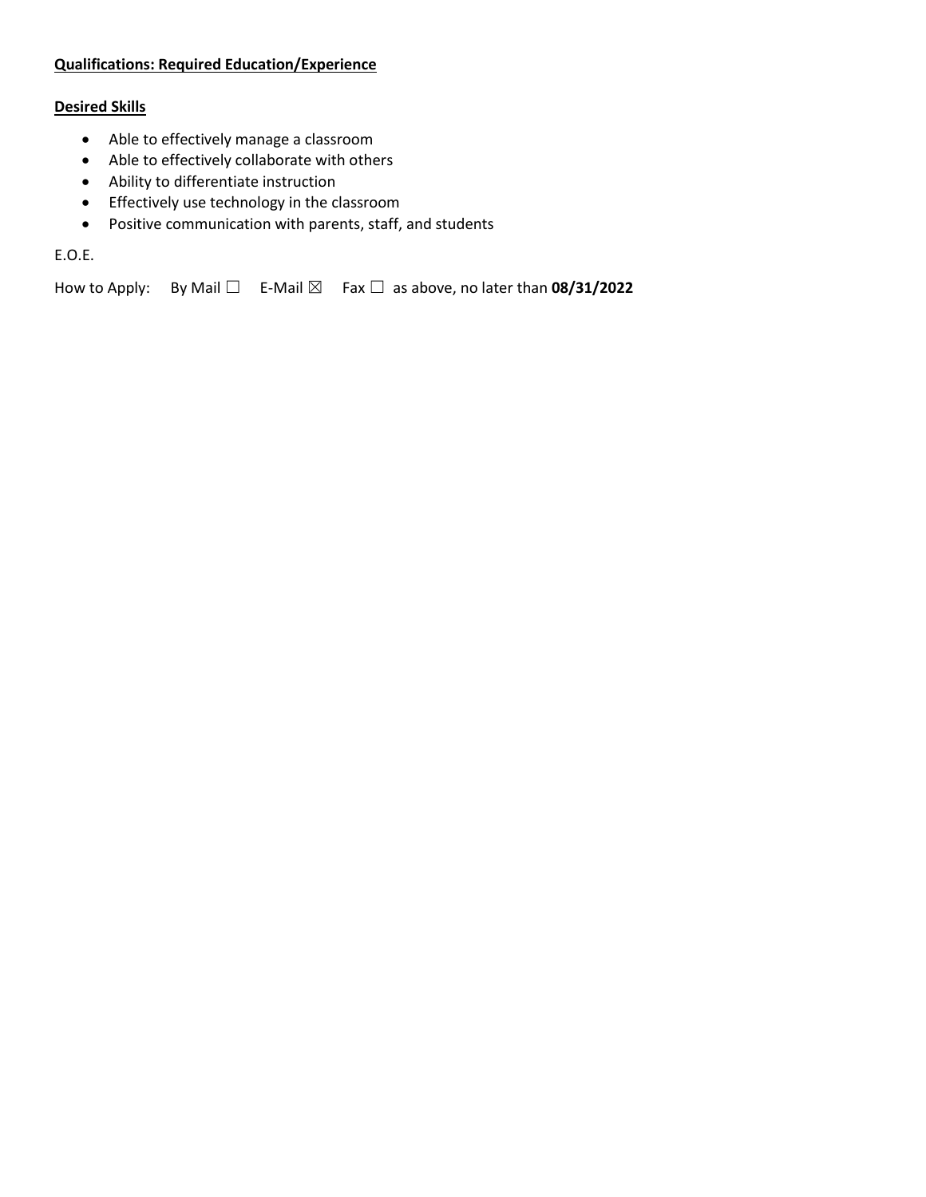**Qualifications: Required Education/Experience**

**Desired Skills**

- Able to effectively manage a classroom
- Able to effectively collaborate with others
- Ability to differentiate instruction
- Effectively use technology in the classroom
- Positive communication with parents, staff, and students

E.O.E.

How to Apply: By Mail ☐ E-Mail ☒ Fax ☐ as above, no later than **08/31/2022**